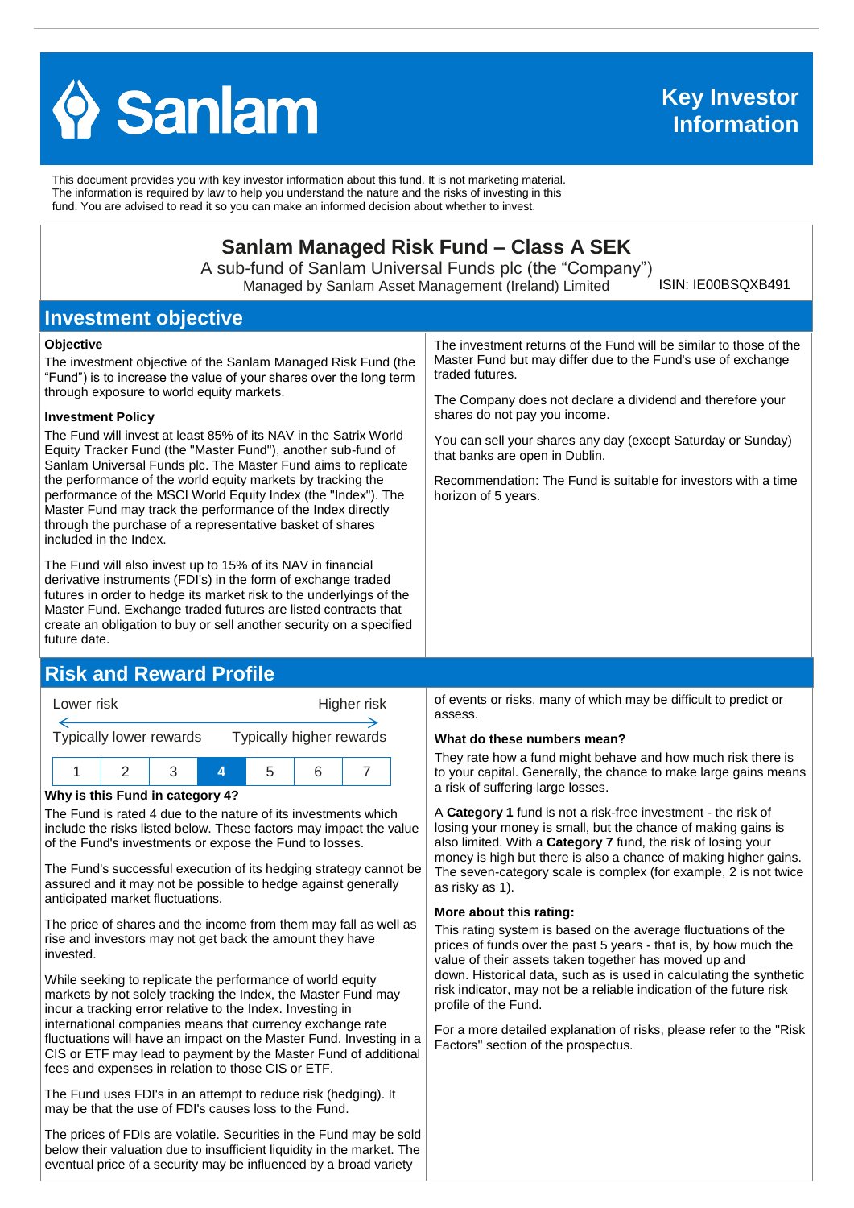# Sanlam

**Key Investor Information**

This document provides you with key investor information about this fund. It is not marketing material. The information is required by law to help you understand the nature and the risks of investing in this fund. You are advised to read it so you can make an informed decision about whether to invest.

## Sanlam Managed Risk Fund – Class A SEK

A sub-fund of Sanlam Universal Funds plc (the "Company")
Managed by Sanlam Asset Management (Ireland) Limited

ISIN: IE00BSQXB491

## Investment objective

### Objective

The investment objective of the Sanlam Managed Risk Fund (the "Fund") is to increase the value of your shares over the long term through exposure to world equity markets.

### Investment Policy

The Fund will invest at least 85% of its NAV in the Satrix World Equity Tracker Fund (the "Master Fund"), another sub-fund of Sanlam Universal Funds plc. The Master Fund aims to replicate the performance of the world equity markets by tracking the performance of the MSCI World Equity Index (the "Index"). The Master Fund may track the performance of the Index directly through the purchase of a representative basket of shares included in the Index.

The Fund will also invest up to 15% of its NAV in financial derivative instruments (FDI's) in the form of exchange traded futures in order to hedge its market risk to the underlyings of the Master Fund. Exchange traded futures are listed contracts that create an obligation to buy or sell another security on a specified future date.

The investment returns of the Fund will be similar to those of the Master Fund but may differ due to the Fund's use of exchange traded futures.

The Company does not declare a dividend and therefore your shares do not pay you income.

You can sell your shares any day (except Saturday or Sunday) that banks are open in Dublin.

Recommendation: The Fund is suitable for investors with a time horizon of 5 years.

## Risk and Reward Profile

Lower risk ← → Higher risk

Typically lower rewards — Typically higher rewards

| 1 | 2 | 3 | **4** | 5 | 6 | 7 |
|---|---|---|---|---|---|---|

### Why is this Fund in category 4?

The Fund is rated 4 due to the nature of its investments which include the risks listed below. These factors may impact the value of the Fund's investments or expose the Fund to losses.

The Fund's successful execution of its hedging strategy cannot be assured and it may not be possible to hedge against generally anticipated market fluctuations.

The price of shares and the income from them may fall as well as rise and investors may not get back the amount they have invested.

While seeking to replicate the performance of world equity markets by not solely tracking the Index, the Master Fund may incur a tracking error relative to the Index. Investing in international companies means that currency exchange rate fluctuations will have an impact on the Master Fund. Investing in a CIS or ETF may lead to payment by the Master Fund of additional fees and expenses in relation to those CIS or ETF.

The Fund uses FDI's in an attempt to reduce risk (hedging). It may be that the use of FDI's causes loss to the Fund.

The prices of FDIs are volatile. Securities in the Fund may be sold below their valuation due to insufficient liquidity in the market. The eventual price of a security may be influenced by a broad variety of events or risks, many of which may be difficult to predict or assess.

### What do these numbers mean?

They rate how a fund might behave and how much risk there is to your capital. Generally, the chance to make large gains means a risk of suffering large losses.

A **Category 1** fund is not a risk-free investment - the risk of losing your money is small, but the chance of making gains is also limited. With a **Category 7** fund, the risk of losing your money is high but there is also a chance of making higher gains. The seven-category scale is complex (for example, 2 is not twice as risky as 1).

### More about this rating:

This rating system is based on the average fluctuations of the prices of funds over the past 5 years - that is, by how much the value of their assets taken together has moved up and down. Historical data, such as is used in calculating the synthetic risk indicator, may not be a reliable indication of the future risk profile of the Fund.

For a more detailed explanation of risks, please refer to the "Risk Factors" section of the prospectus.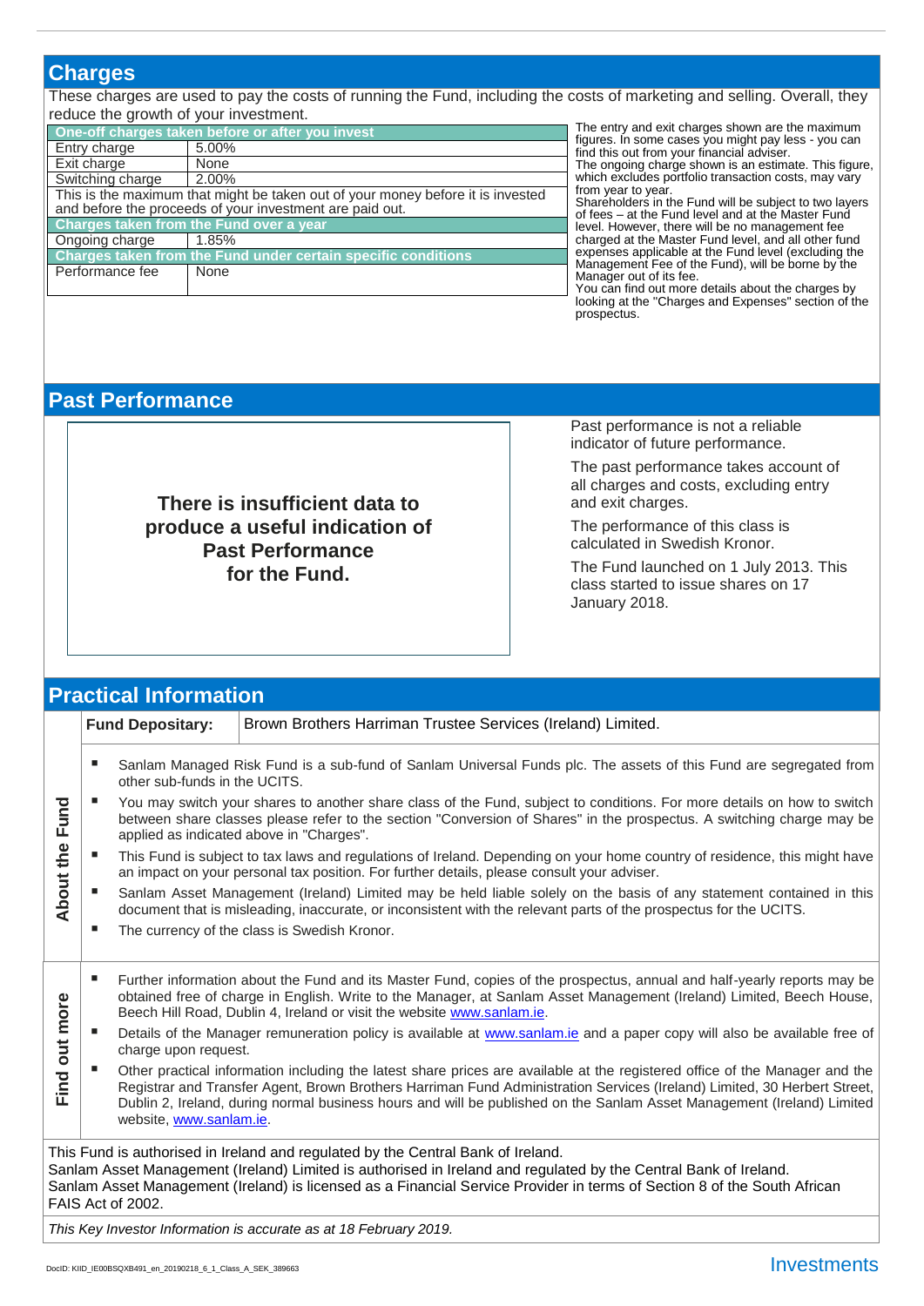## Charges

These charges are used to pay the costs of running the Fund, including the costs of marketing and selling. Overall, they reduce the growth of your investment.

| | |
|---|---|
| **One-off charges taken before or after you invest** | |
| Entry charge | 5.00% |
| Exit charge | None |
| Switching charge | 2.00% |
| This is the maximum that might be taken out of your money before it is invested and before the proceeds of your investment are paid out. | |
| **Charges taken from the Fund over a year** | |
| Ongoing charge | 1.85% |
| **Charges taken from the Fund under certain specific conditions** | |
| Performance fee | None |

The entry and exit charges shown are the maximum figures. In some cases you might pay less - you can find this out from your financial adviser.

The ongoing charge shown is an estimate. This figure, which excludes portfolio transaction costs, may vary from year to year.

Shareholders in the Fund will be subject to two layers of fees – at the Fund level and at the Master Fund level. However, there will be no management fee charged at the Master Fund level, and all other fund expenses applicable at the Fund level (excluding the Management Fee of the Fund), will be borne by the Manager out of its fee.

You can find out more details about the charges by looking at the "Charges and Expenses" section of the prospectus.

## Past Performance

**There is insufficient data to produce a useful indication of Past Performance for the Fund.**

Past performance is not a reliable indicator of future performance.

The past performance takes account of all charges and costs, excluding entry and exit charges.

The performance of this class is calculated in Swedish Kronor.

The Fund launched on 1 July 2013. This class started to issue shares on 17 January 2018.

## Practical Information

### About the Fund

**Fund Depositary:** Brown Brothers Harriman Trustee Services (Ireland) Limited.

- Sanlam Managed Risk Fund is a sub-fund of Sanlam Universal Funds plc. The assets of this Fund are segregated from other sub-funds in the UCITS.
- You may switch your shares to another share class of the Fund, subject to conditions. For more details on how to switch between share classes please refer to the section "Conversion of Shares" in the prospectus. A switching charge may be applied as indicated above in "Charges".
- This Fund is subject to tax laws and regulations of Ireland. Depending on your home country of residence, this might have an impact on your personal tax position. For further details, please consult your adviser.
- Sanlam Asset Management (Ireland) Limited may be held liable solely on the basis of any statement contained in this document that is misleading, inaccurate, or inconsistent with the relevant parts of the prospectus for the UCITS.
- The currency of the class is Swedish Kronor.

### Find out more

- Further information about the Fund and its Master Fund, copies of the prospectus, annual and half-yearly reports may be obtained free of charge in English. Write to the Manager, at Sanlam Asset Management (Ireland) Limited, Beech House, Beech Hill Road, Dublin 4, Ireland or visit the website www.sanlam.ie.
- Details of the Manager remuneration policy is available at www.sanlam.ie and a paper copy will also be available free of charge upon request.
- Other practical information including the latest share prices are available at the registered office of the Manager and the Registrar and Transfer Agent, Brown Brothers Harriman Fund Administration Services (Ireland) Limited, 30 Herbert Street, Dublin 2, Ireland, during normal business hours and will be published on the Sanlam Asset Management (Ireland) Limited website, www.sanlam.ie.

This Fund is authorised in Ireland and regulated by the Central Bank of Ireland.
Sanlam Asset Management (Ireland) Limited is authorised in Ireland and regulated by the Central Bank of Ireland.
Sanlam Asset Management (Ireland) is licensed as a Financial Service Provider in terms of Section 8 of the South African FAIS Act of 2002.

*This Key Investor Information is accurate as at 18 February 2019.*

DocID: KIID_IE00BSQXB491_en_20190218_6_1_Class_A_SEK_389663

Investments